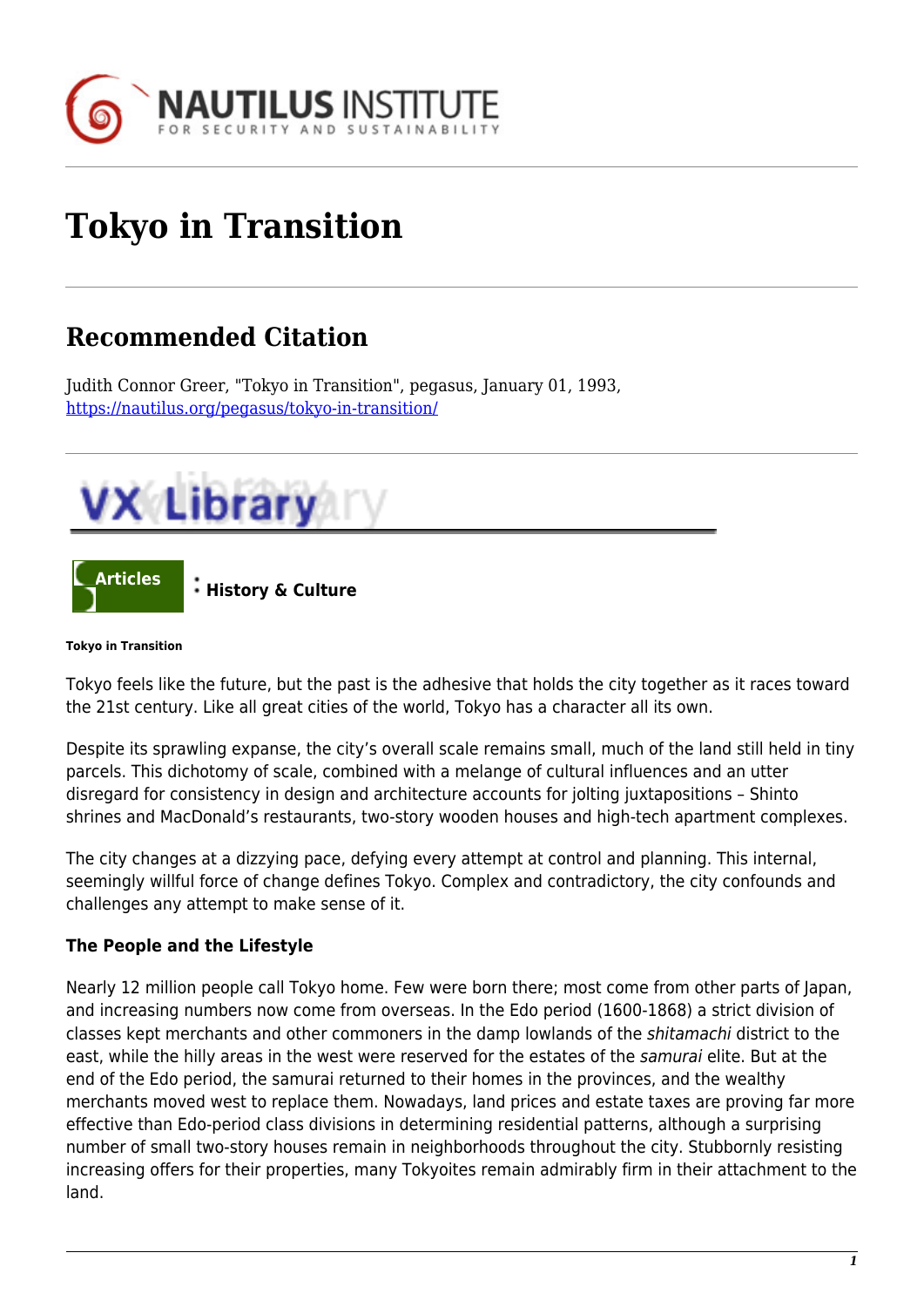# Tokyo in Transition

## Recommended Citation

Judith Connor Greer, "Tokyo in Transition", pegasus, January 01, 1993, https://nautilus.org/pegasus/tokyo-in-transition/

VX Library

Articles : History & Culture

**Tokyo in Transition**

Tokyo feels like the future, but the past is the adhesive that holds the city together as it races toward the 21st century. Like all great cities of the world, Tokyo has a character all its own.

Despite its sprawling expanse, the city's overall scale remains small, much of the land still held in tiny parcels. This dichotomy of scale, combined with a melange of cultural influences and an utter disregard for consistency in design and architecture accounts for jolting juxtapositions – Shinto shrines and MacDonald's restaurants, two-story wooden houses and high-tech apartment complexes.

The city changes at a dizzying pace, defying every attempt at control and planning. This internal, seemingly willful force of change defines Tokyo. Complex and contradictory, the city confounds and challenges any attempt to make sense of it.

**The People and the Lifestyle**

Nearly 12 million people call Tokyo home. Few were born there; most come from other parts of Japan, and increasing numbers now come from overseas. In the Edo period (1600-1868) a strict division of classes kept merchants and other commoners in the damp lowlands of the *shitamachi* district to the east, while the hilly areas in the west were reserved for the estates of the *samurai* elite. But at the end of the Edo period, the samurai returned to their homes in the provinces, and the wealthy merchants moved west to replace them. Nowadays, land prices and estate taxes are proving far more effective than Edo-period class divisions in determining residential patterns, although a surprising number of small two-story houses remain in neighborhoods throughout the city. Stubbornly resisting increasing offers for their properties, many Tokyoites remain admirably firm in their attachment to the land.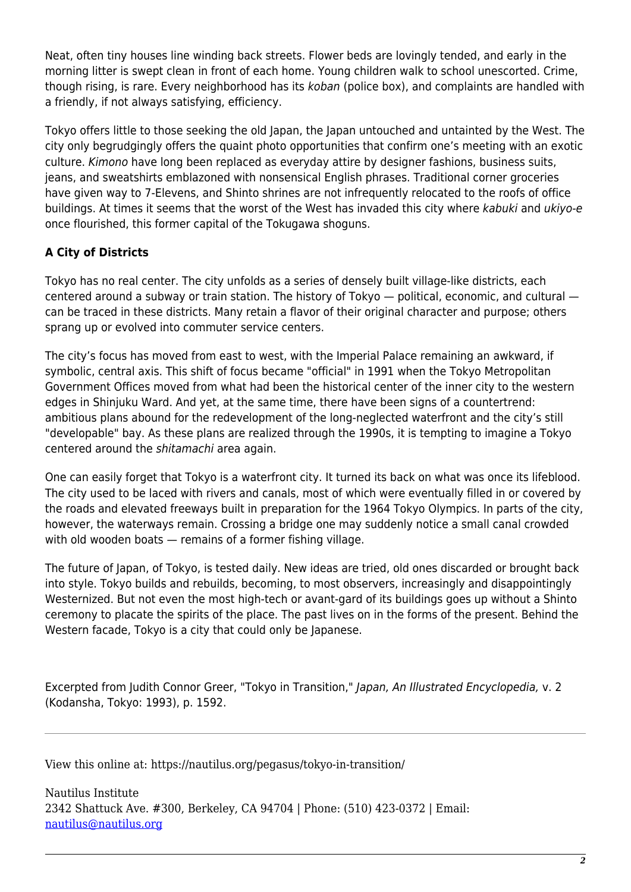Neat, often tiny houses line winding back streets. Flower beds are lovingly tended, and early in the morning litter is swept clean in front of each home. Young children walk to school unescorted. Crime, though rising, is rare. Every neighborhood has its *koban* (police box), and complaints are handled with a friendly, if not always satisfying, efficiency.

Tokyo offers little to those seeking the old Japan, the Japan untouched and untainted by the West. The city only begrudgingly offers the quaint photo opportunities that confirm one's meeting with an exotic culture. *Kimono* have long been replaced as everyday attire by designer fashions, business suits, jeans, and sweatshirts emblazoned with nonsensical English phrases. Traditional corner groceries have given way to 7-Elevens, and Shinto shrines are not infrequently relocated to the roofs of office buildings. At times it seems that the worst of the West has invaded this city where *kabuki* and *ukiyo-e* once flourished, this former capital of the Tokugawa shoguns.

**A City of Districts**

Tokyo has no real center. The city unfolds as a series of densely built village-like districts, each centered around a subway or train station. The history of Tokyo — political, economic, and cultural — can be traced in these districts. Many retain a flavor of their original character and purpose; others sprang up or evolved into commuter service centers.

The city's focus has moved from east to west, with the Imperial Palace remaining an awkward, if symbolic, central axis. This shift of focus became "official" in 1991 when the Tokyo Metropolitan Government Offices moved from what had been the historical center of the inner city to the western edges in Shinjuku Ward. And yet, at the same time, there have been signs of a countertrend: ambitious plans abound for the redevelopment of the long-neglected waterfront and the city's still "developable" bay. As these plans are realized through the 1990s, it is tempting to imagine a Tokyo centered around the *shitamachi* area again.

One can easily forget that Tokyo is a waterfront city. It turned its back on what was once its lifeblood. The city used to be laced with rivers and canals, most of which were eventually filled in or covered by the roads and elevated freeways built in preparation for the 1964 Tokyo Olympics. In parts of the city, however, the waterways remain. Crossing a bridge one may suddenly notice a small canal crowded with old wooden boats — remains of a former fishing village.

The future of Japan, of Tokyo, is tested daily. New ideas are tried, old ones discarded or brought back into style. Tokyo builds and rebuilds, becoming, to most observers, increasingly and disappointingly Westernized. But not even the most high-tech or avant-gard of its buildings goes up without a Shinto ceremony to placate the spirits of the place. The past lives on in the forms of the present. Behind the Western facade, Tokyo is a city that could only be Japanese.

Excerpted from Judith Connor Greer, "Tokyo in Transition," *Japan, An Illustrated Encyclopedia,* v. 2 (Kodansha, Tokyo: 1993), p. 1592.

---

View this online at: https://nautilus.org/pegasus/tokyo-in-transition/

Nautilus Institute
2342 Shattuck Ave. #300, Berkeley, CA 94704 | Phone: (510) 423-0372 | Email: nautilus@nautilus.org